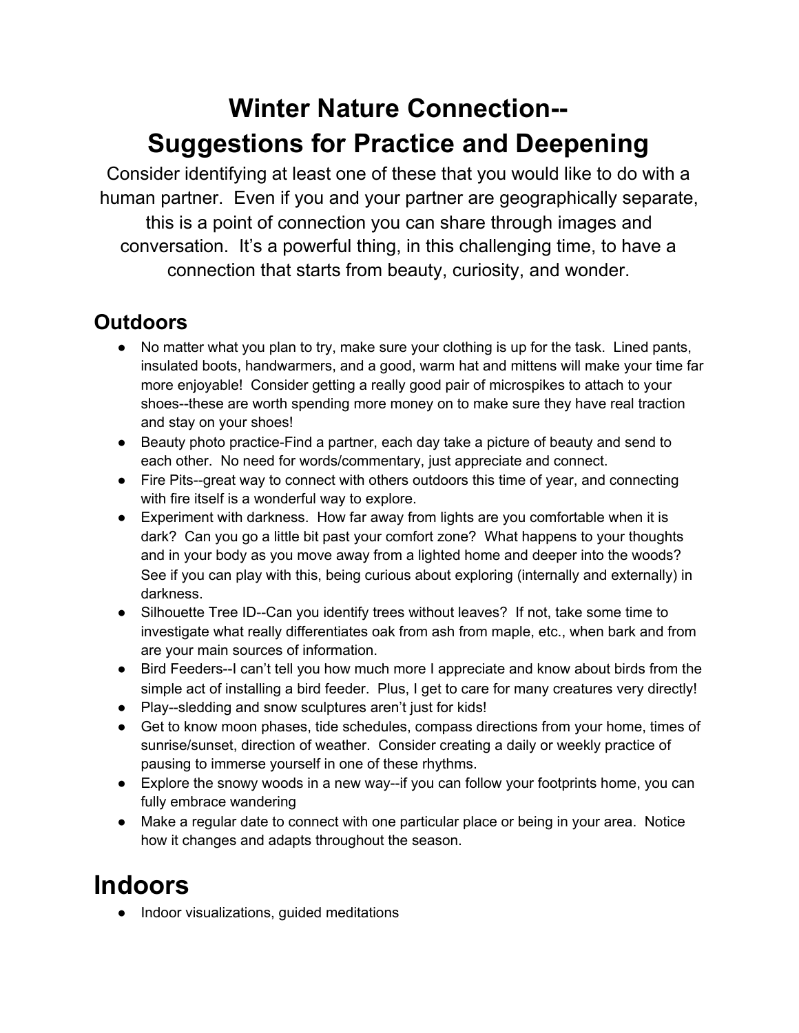# Winter Nature Connection--
# Suggestions for Practice and Deepening

Consider identifying at least one of these that you would like to do with a human partner. Even if you and your partner are geographically separate, this is a point of connection you can share through images and conversation. It's a powerful thing, in this challenging time, to have a connection that starts from beauty, curiosity, and wonder.

## Outdoors

- No matter what you plan to try, make sure your clothing is up for the task. Lined pants, insulated boots, handwarmers, and a good, warm hat and mittens will make your time far more enjoyable! Consider getting a really good pair of microspikes to attach to your shoes--these are worth spending more money on to make sure they have real traction and stay on your shoes!
- Beauty photo practice-Find a partner, each day take a picture of beauty and send to each other. No need for words/commentary, just appreciate and connect.
- Fire Pits--great way to connect with others outdoors this time of year, and connecting with fire itself is a wonderful way to explore.
- Experiment with darkness. How far away from lights are you comfortable when it is dark? Can you go a little bit past your comfort zone? What happens to your thoughts and in your body as you move away from a lighted home and deeper into the woods? See if you can play with this, being curious about exploring (internally and externally) in darkness.
- Silhouette Tree ID--Can you identify trees without leaves? If not, take some time to investigate what really differentiates oak from ash from maple, etc., when bark and from are your main sources of information.
- Bird Feeders--I can't tell you how much more I appreciate and know about birds from the simple act of installing a bird feeder. Plus, I get to care for many creatures very directly!
- Play--sledding and snow sculptures aren't just for kids!
- Get to know moon phases, tide schedules, compass directions from your home, times of sunrise/sunset, direction of weather. Consider creating a daily or weekly practice of pausing to immerse yourself in one of these rhythms.
- Explore the snowy woods in a new way--if you can follow your footprints home, you can fully embrace wandering
- Make a regular date to connect with one particular place or being in your area. Notice how it changes and adapts throughout the season.

# Indoors

- Indoor visualizations, guided meditations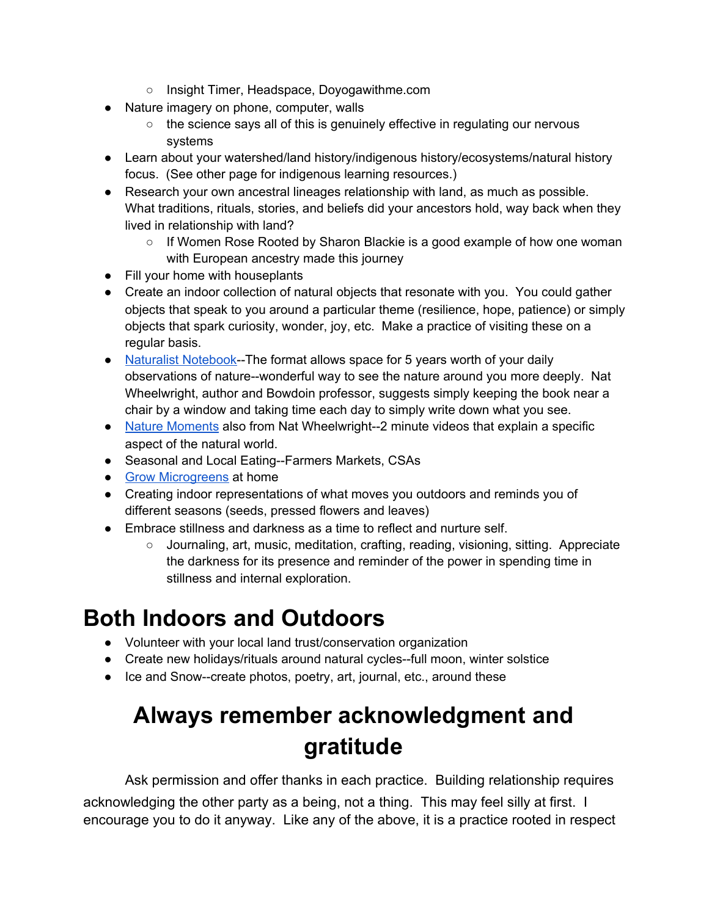- Insight Timer, Headspace, Doyogawithme.com
- Nature imagery on phone, computer, walls
    - the science says all of this is genuinely effective in regulating our nervous systems
- Learn about your watershed/land history/indigenous history/ecosystems/natural history focus. (See other page for indigenous learning resources.)
- Research your own ancestral lineages relationship with land, as much as possible. What traditions, rituals, stories, and beliefs did your ancestors hold, way back when they lived in relationship with land?
    - If Women Rose Rooted by Sharon Blackie is a good example of how one woman with European ancestry made this journey
- Fill your home with houseplants
- Create an indoor collection of natural objects that resonate with you. You could gather objects that speak to you around a particular theme (resilience, hope, patience) or simply objects that spark curiosity, wonder, joy, etc. Make a practice of visiting these on a regular basis.
- Naturalist Notebook--The format allows space for 5 years worth of your daily observations of nature--wonderful way to see the nature around you more deeply. Nat Wheelwright, author and Bowdoin professor, suggests simply keeping the book near a chair by a window and taking time each day to simply write down what you see.
- Nature Moments also from Nat Wheelwright--2 minute videos that explain a specific aspect of the natural world.
- Seasonal and Local Eating--Farmers Markets, CSAs
- Grow Microgreens at home
- Creating indoor representations of what moves you outdoors and reminds you of different seasons (seeds, pressed flowers and leaves)
- Embrace stillness and darkness as a time to reflect and nurture self.
    - Journaling, art, music, meditation, crafting, reading, visioning, sitting. Appreciate the darkness for its presence and reminder of the power in spending time in stillness and internal exploration.

# Both Indoors and Outdoors

- Volunteer with your local land trust/conservation organization
- Create new holidays/rituals around natural cycles--full moon, winter solstice
- Ice and Snow--create photos, poetry, art, journal, etc., around these

# Always remember acknowledgment and gratitude

Ask permission and offer thanks in each practice. Building relationship requires acknowledging the other party as a being, not a thing. This may feel silly at first. I encourage you to do it anyway. Like any of the above, it is a practice rooted in respect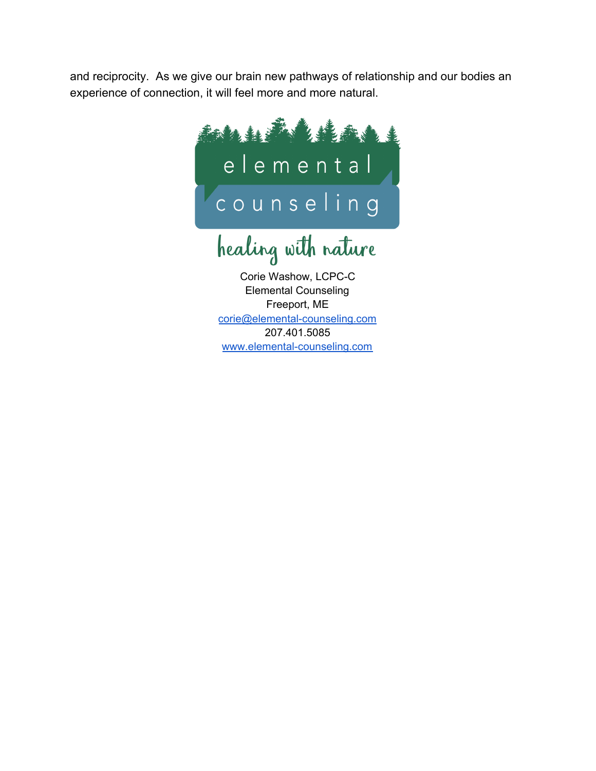and reciprocity. As we give our brain new pathways of relationship and our bodies an experience of connection, it will feel more and more natural.

elemental counseling

healing with nature

Corie Washow, LCPC-C
Elemental Counseling
Freeport, ME
corie@elemental-counseling.com
207.401.5085
www.elemental-counseling.com